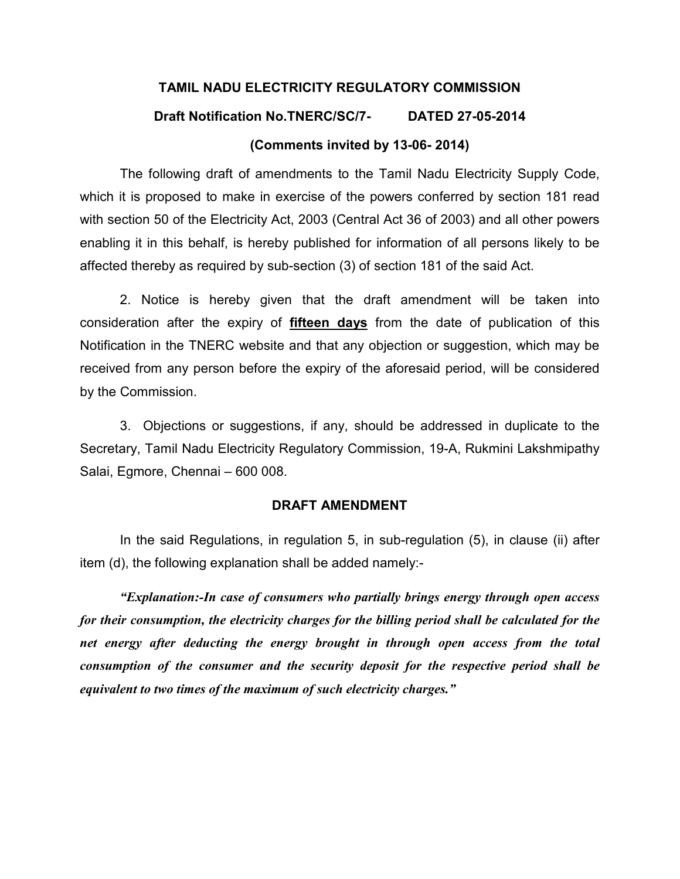# TAMIL NADU ELECTRICITY REGULATORY COMMISSION

## Draft Notification No.TNERC/SC/7- DATED 27-05-2014

### (Comments invited by 13-06- 2014)

The following draft of amendments to the Tamil Nadu Electricity Supply Code, which it is proposed to make in exercise of the powers conferred by section 181 read with section 50 of the Electricity Act, 2003 (Central Act 36 of 2003) and all other powers enabling it in this behalf, is hereby published for information of all persons likely to be affected thereby as required by sub-section (3) of section 181 of the said Act.

2. Notice is hereby given that the draft amendment will be taken into consideration after the expiry of **fifteen days** from the date of publication of this Notification in the TNERC website and that any objection or suggestion, which may be received from any person before the expiry of the aforesaid period, will be considered by the Commission.

3. Objections or suggestions, if any, should be addressed in duplicate to the Secretary, Tamil Nadu Electricity Regulatory Commission, 19-A, Rukmini Lakshmipathy Salai, Egmore, Chennai – 600 008.

### DRAFT AMENDMENT

In the said Regulations, in regulation 5, in sub-regulation (5), in clause (ii) after item (d), the following explanation shall be added namely:-

***"Explanation:-In case of consumers who partially brings energy through open access for their consumption, the electricity charges for the billing period shall be calculated for the net energy after deducting the energy brought in through open access from the total consumption of the consumer and the security deposit for the respective period shall be equivalent to two times of the maximum of such electricity charges."***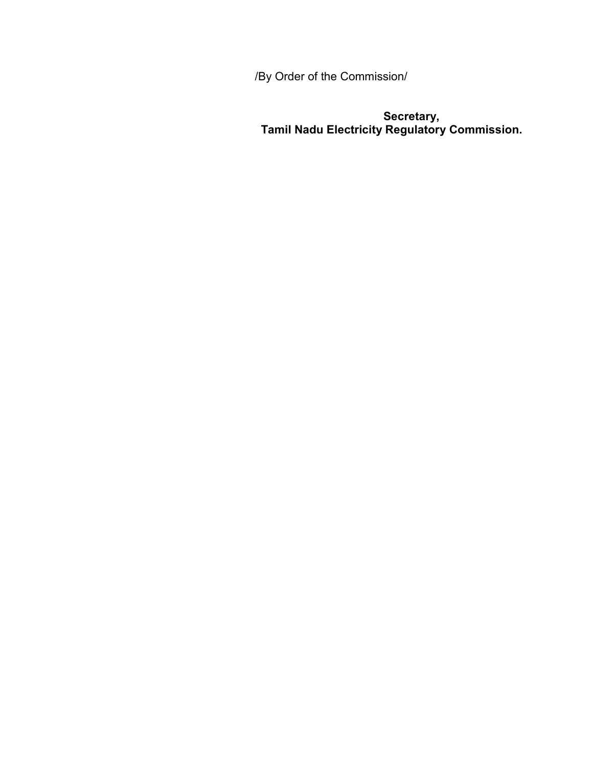/By Order of the Commission/

**Secretary,**
**Tamil Nadu Electricity Regulatory Commission.**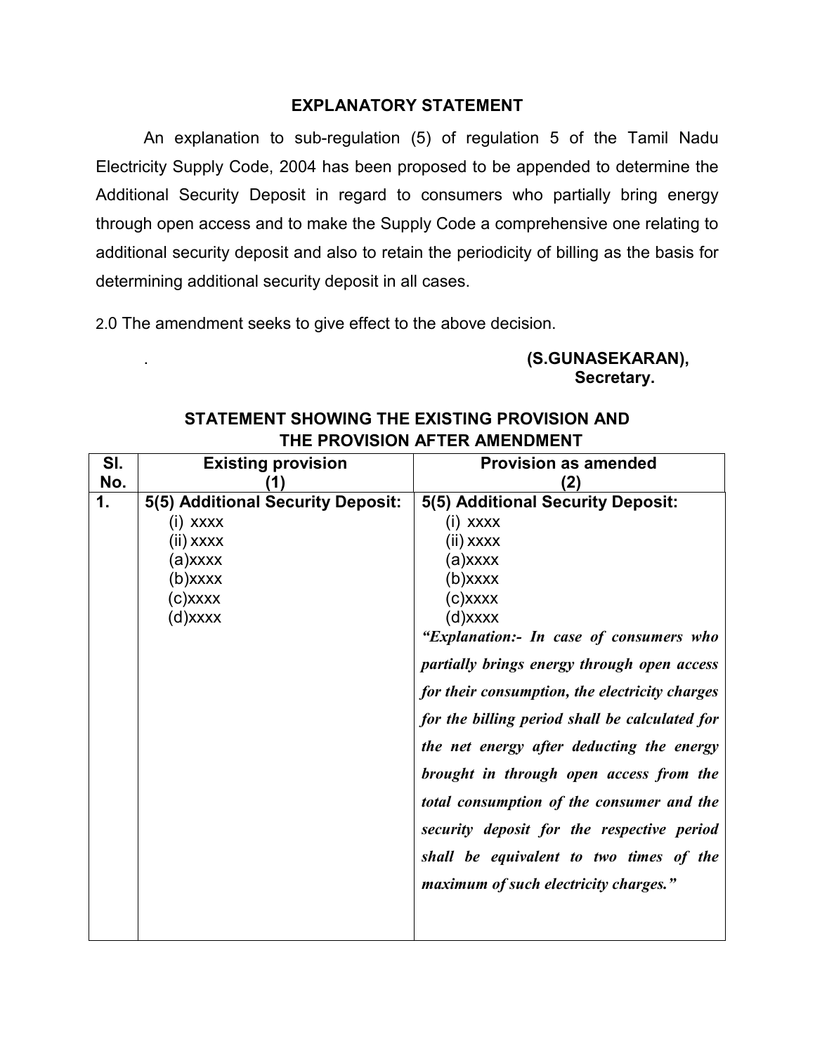## EXPLANATORY STATEMENT

An explanation to sub-regulation (5) of regulation 5 of the Tamil Nadu Electricity Supply Code, 2004 has been proposed to be appended to determine the Additional Security Deposit in regard to consumers who partially bring energy through open access and to make the Supply Code a comprehensive one relating to additional security deposit and also to retain the periodicity of billing as the basis for determining additional security deposit in all cases.

2.0 The amendment seeks to give effect to the above decision.

**(S.GUNASEKARAN),**
**Secretary.**

## STATEMENT SHOWING THE EXISTING PROVISION AND THE PROVISION AFTER AMENDMENT

| Sl. No. | Existing provision (1) | Provision as amended (2) |
|---|---|---|
| **1.** | **5(5) Additional Security Deposit:**<br>(i) xxxx<br>(ii) xxxx<br>(a)xxxx<br>(b)xxxx<br>(c)xxxx<br>(d)xxxx | **5(5) Additional Security Deposit:**<br>(i) xxxx<br>(ii) xxxx<br>(a)xxxx<br>(b)xxxx<br>(c)xxxx<br>(d)xxxx<br>***"Explanation:- In case of consumers who partially brings energy through open access for their consumption, the electricity charges for the billing period shall be calculated for the net energy after deducting the energy brought in through open access from the total consumption of the consumer and the security deposit for the respective period shall be equivalent to two times of the maximum of such electricity charges."*** |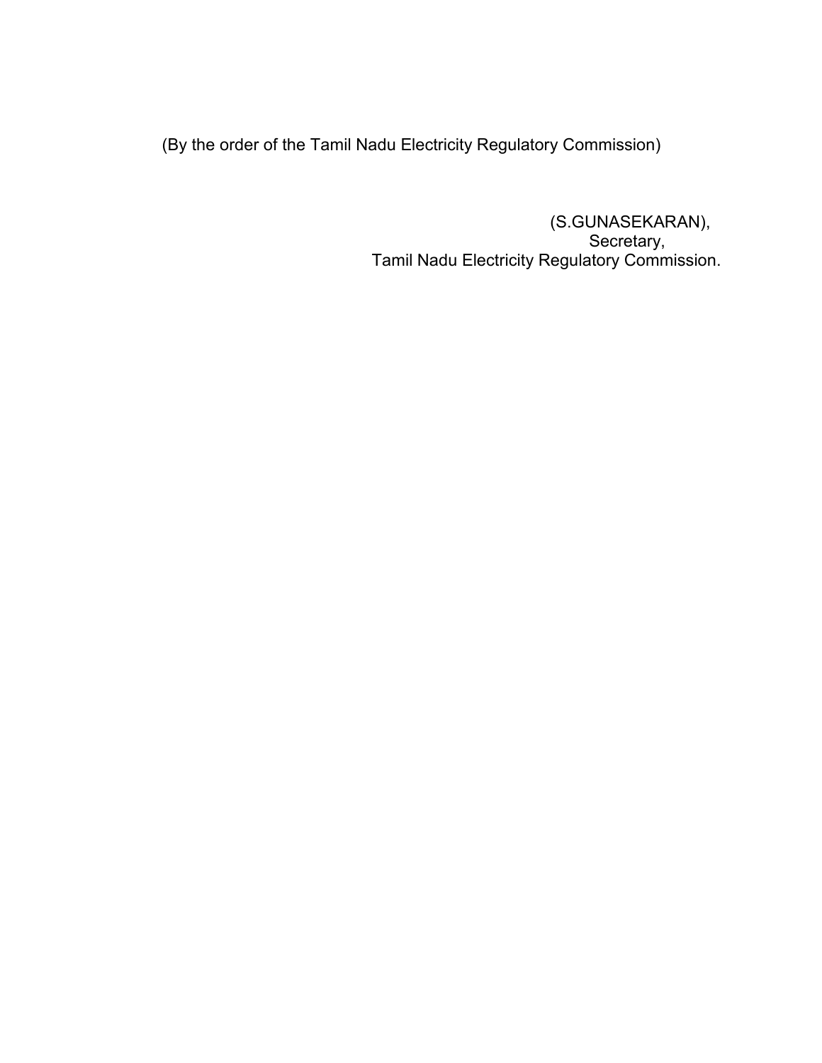(By the order of the Tamil Nadu Electricity Regulatory Commission)

(S.GUNASEKARAN),
Secretary,
Tamil Nadu Electricity Regulatory Commission.